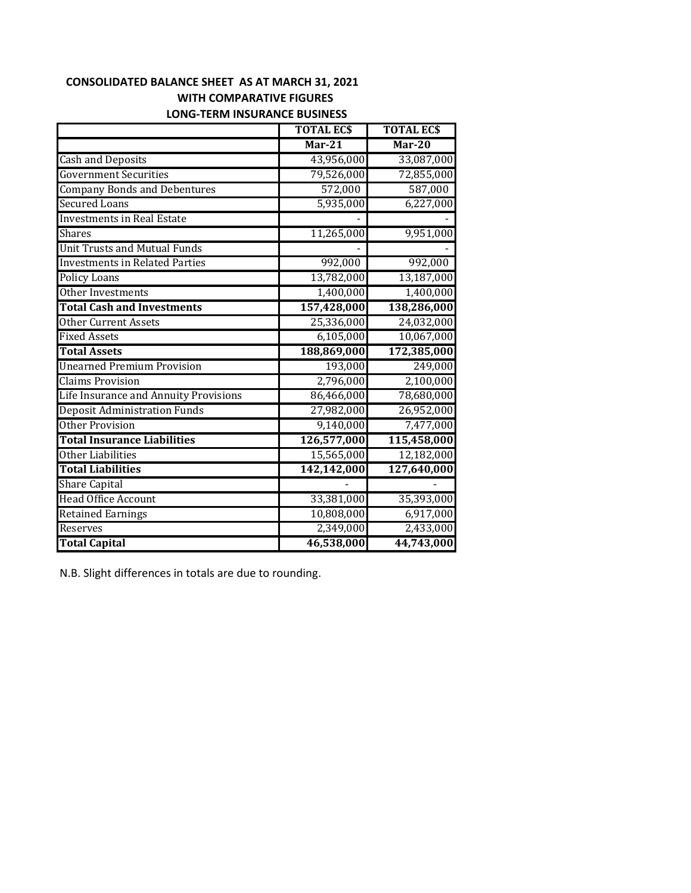**CONSOLIDATED BALANCE SHEET AS AT MARCH 31, 2021**

**WITH COMPARATIVE FIGURES**

**LONG-TERM INSURANCE BUSINESS**

| | TOTAL EC$ | TOTAL EC$ |
|---|---|---|
| | Mar-21 | Mar-20 |
| Cash and Deposits | 43,956,000 | 33,087,000 |
| Government Securities | 79,526,000 | 72,855,000 |
| Company Bonds and Debentures | 572,000 | 587,000 |
| Secured Loans | 5,935,000 | 6,227,000 |
| Investments in Real Estate | - | - |
| Shares | 11,265,000 | 9,951,000 |
| Unit Trusts and Mutual Funds | - | - |
| Investments in Related Parties | 992,000 | 992,000 |
| Policy Loans | 13,782,000 | 13,187,000 |
| Other Investments | 1,400,000 | 1,400,000 |
| **Total Cash and Investments** | **157,428,000** | **138,286,000** |
| Other Current Assets | 25,336,000 | 24,032,000 |
| Fixed Assets | 6,105,000 | 10,067,000 |
| **Total Assets** | **188,869,000** | **172,385,000** |
| Unearned Premium Provision | 193,000 | 249,000 |
| Claims Provision | 2,796,000 | 2,100,000 |
| Life Insurance and Annuity Provisions | 86,466,000 | 78,680,000 |
| Deposit Administration Funds | 27,982,000 | 26,952,000 |
| Other Provision | 9,140,000 | 7,477,000 |
| **Total Insurance Liabilities** | **126,577,000** | **115,458,000** |
| Other Liabilities | 15,565,000 | 12,182,000 |
| **Total Liabilities** | **142,142,000** | **127,640,000** |
| Share Capital | - | - |
| Head Office Account | 33,381,000 | 35,393,000 |
| Retained Earnings | 10,808,000 | 6,917,000 |
| Reserves | 2,349,000 | 2,433,000 |
| **Total Capital** | **46,538,000** | **44,743,000** |

N.B. Slight differences in totals are due to rounding.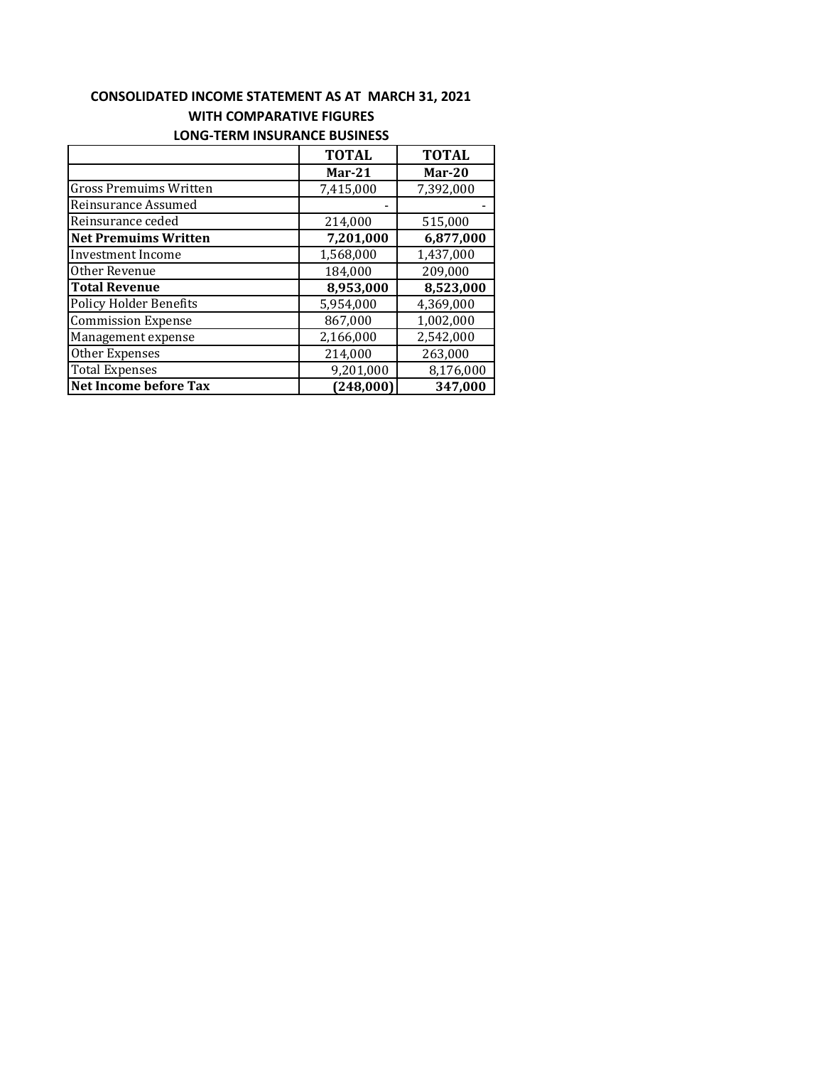**CONSOLIDATED INCOME STATEMENT AS AT MARCH 31, 2021**

**WITH COMPARATIVE FIGURES**

**LONG-TERM INSURANCE BUSINESS**

| | **TOTAL** | **TOTAL** |
|---|---|---|
| | **Mar-21** | **Mar-20** |
| Gross Premuims Written | 7,415,000 | 7,392,000 |
| Reinsurance Assumed | - | - |
| Reinsurance ceded | 214,000 | 515,000 |
| **Net Premuims Written** | **7,201,000** | **6,877,000** |
| Investment Income | 1,568,000 | 1,437,000 |
| Other Revenue | 184,000 | 209,000 |
| **Total Revenue** | **8,953,000** | **8,523,000** |
| Policy Holder Benefits | 5,954,000 | 4,369,000 |
| Commission Expense | 867,000 | 1,002,000 |
| Management expense | 2,166,000 | 2,542,000 |
| Other Expenses | 214,000 | 263,000 |
| Total Expenses | 9,201,000 | 8,176,000 |
| **Net Income before Tax** | **(248,000)** | **347,000** |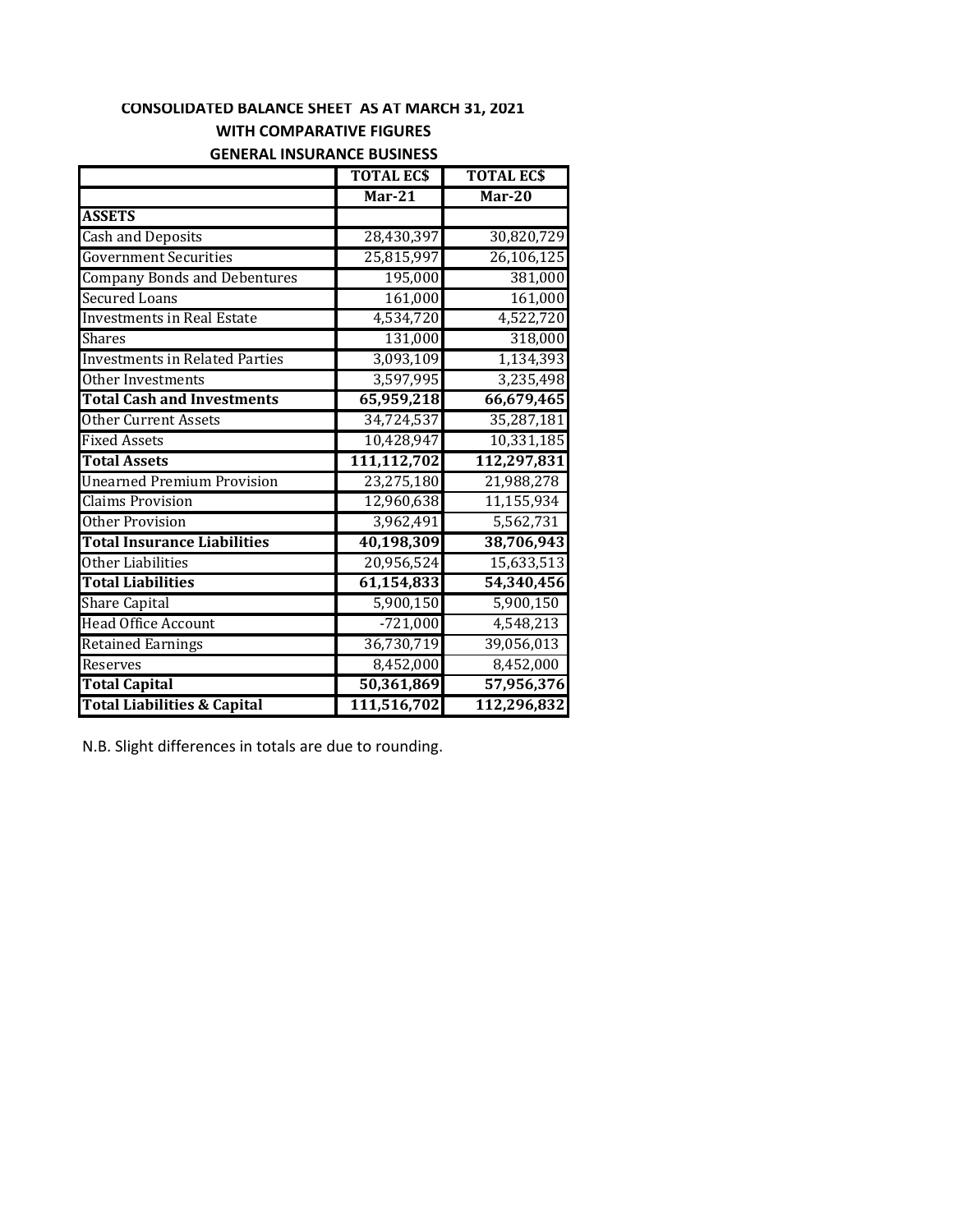**CONSOLIDATED BALANCE SHEET AS AT MARCH 31, 2021**

**WITH COMPARATIVE FIGURES**

**GENERAL INSURANCE BUSINESS**

| | TOTAL EC$ | TOTAL EC$ |
|---|---|---|
| | Mar-21 | Mar-20 |
| **ASSETS** | | |
| Cash and Deposits | 28,430,397 | 30,820,729 |
| Government Securities | 25,815,997 | 26,106,125 |
| Company Bonds and Debentures | 195,000 | 381,000 |
| Secured Loans | 161,000 | 161,000 |
| Investments in Real Estate | 4,534,720 | 4,522,720 |
| Shares | 131,000 | 318,000 |
| Investments in Related Parties | 3,093,109 | 1,134,393 |
| Other Investments | 3,597,995 | 3,235,498 |
| **Total Cash and Investments** | **65,959,218** | **66,679,465** |
| Other Current Assets | 34,724,537 | 35,287,181 |
| Fixed Assets | 10,428,947 | 10,331,185 |
| **Total Assets** | **111,112,702** | **112,297,831** |
| Unearned Premium Provision | 23,275,180 | 21,988,278 |
| Claims Provision | 12,960,638 | 11,155,934 |
| Other Provision | 3,962,491 | 5,562,731 |
| **Total Insurance Liabilities** | **40,198,309** | **38,706,943** |
| Other Liabilities | 20,956,524 | 15,633,513 |
| **Total Liabilities** | **61,154,833** | **54,340,456** |
| Share Capital | 5,900,150 | 5,900,150 |
| Head Office Account | -721,000 | 4,548,213 |
| Retained Earnings | 36,730,719 | 39,056,013 |
| Reserves | 8,452,000 | 8,452,000 |
| **Total Capital** | **50,361,869** | **57,956,376** |
| **Total Liabilities & Capital** | **111,516,702** | **112,296,832** |

N.B. Slight differences in totals are due to rounding.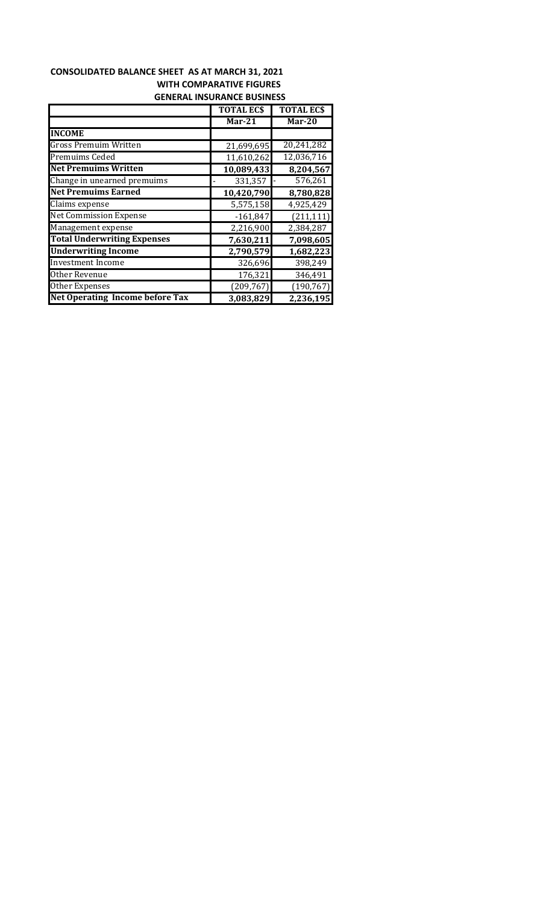**CONSOLIDATED BALANCE SHEET AS AT MARCH 31, 2021**

**WITH COMPARATIVE FIGURES**

**GENERAL INSURANCE BUSINESS**

| | **TOTAL EC$** | **TOTAL EC$** |
|---|---|---|
| | **Mar-21** | **Mar-20** |
| **INCOME** | | |
| Gross Premuim Written | 21,699,695 | 20,241,282 |
| Premuims Ceded | 11,610,262 | 12,036,716 |
| **Net Premuims Written** | **10,089,433** | **8,204,567** |
| Change in unearned premuims | - 331,357 | - 576,261 |
| **Net Premuims Earned** | **10,420,790** | **8,780,828** |
| Claims expense | 5,575,158 | 4,925,429 |
| Net Commission Expense | -161,847 | (211,111) |
| Management expense | 2,216,900 | 2,384,287 |
| **Total Underwriting Expenses** | **7,630,211** | **7,098,605** |
| **Underwriting Income** | **2,790,579** | **1,682,223** |
| Investment Income | 326,696 | 398,249 |
| Other Revenue | 176,321 | 346,491 |
| Other Expenses | (209,767) | (190,767) |
| **Net Operating Income before Tax** | **3,083,829** | **2,236,195** |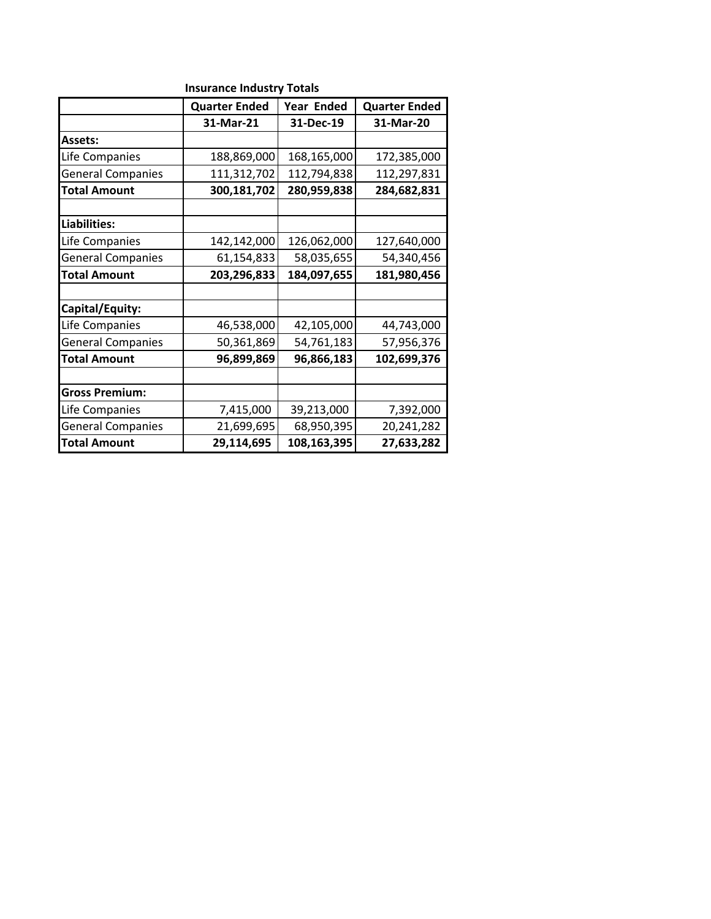**Insurance Industry Totals**

| | Quarter Ended | Year Ended | Quarter Ended |
|---|---|---|---|
| | **31-Mar-21** | **31-Dec-19** | **31-Mar-20** |
| **Assets:** | | | |
| Life Companies | 188,869,000 | 168,165,000 | 172,385,000 |
| General Companies | 111,312,702 | 112,794,838 | 112,297,831 |
| **Total Amount** | **300,181,702** | **280,959,838** | **284,682,831** |
| | | | |
| **Liabilities:** | | | |
| Life Companies | 142,142,000 | 126,062,000 | 127,640,000 |
| General Companies | 61,154,833 | 58,035,655 | 54,340,456 |
| **Total Amount** | **203,296,833** | **184,097,655** | **181,980,456** |
| | | | |
| **Capital/Equity:** | | | |
| Life Companies | 46,538,000 | 42,105,000 | 44,743,000 |
| General Companies | 50,361,869 | 54,761,183 | 57,956,376 |
| **Total Amount** | **96,899,869** | **96,866,183** | **102,699,376** |
| | | | |
| **Gross Premium:** | | | |
| Life Companies | 7,415,000 | 39,213,000 | 7,392,000 |
| General Companies | 21,699,695 | 68,950,395 | 20,241,282 |
| **Total Amount** | **29,114,695** | **108,163,395** | **27,633,282** |